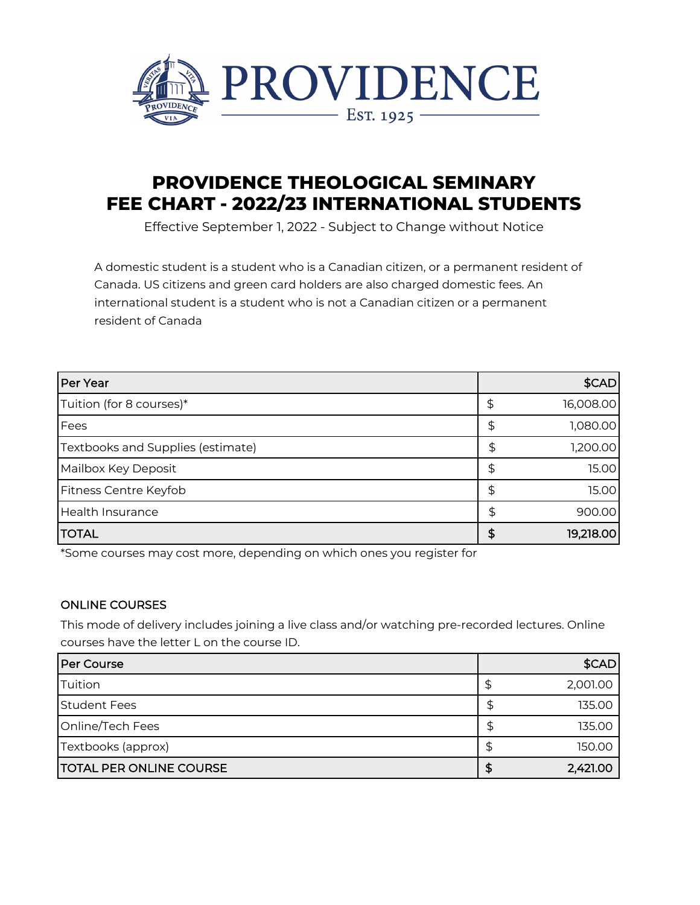# PROVIDENCE THEOLOGICAL SEMINARY
# FEE CHART - 2022/23 INTERNATIONAL STUDENTS

Effective September 1, 2022 - Subject to Change without Notice

A domestic student is a student who is a Canadian citizen, or a permanent resident of Canada. US citizens and green card holders are also charged domestic fees. An international student is a student who is not a Canadian citizen or a permanent resident of Canada

| Per Year | $CAD |
|---|---|
| Tuition (for 8 courses)* | $ 16,008.00 |
| Fees | $ 1,080.00 |
| Textbooks and Supplies (estimate) | $ 1,200.00 |
| Mailbox Key Deposit | $ 15.00 |
| Fitness Centre Keyfob | $ 15.00 |
| Health Insurance | $ 900.00 |
| **TOTAL** | **$ 19,218.00** |

*Some courses may cost more, depending on which ones you register for

ONLINE COURSES

This mode of delivery includes joining a live class and/or watching pre-recorded lectures. Online courses have the letter L on the course ID.

| Per Course | $CAD |
|---|---|
| Tuition | $ 2,001.00 |
| Student Fees | $ 135.00 |
| Online/Tech Fees | $ 135.00 |
| Textbooks (approx) | $ 150.00 |
| **TOTAL PER ONLINE COURSE** | **$ 2,421.00** |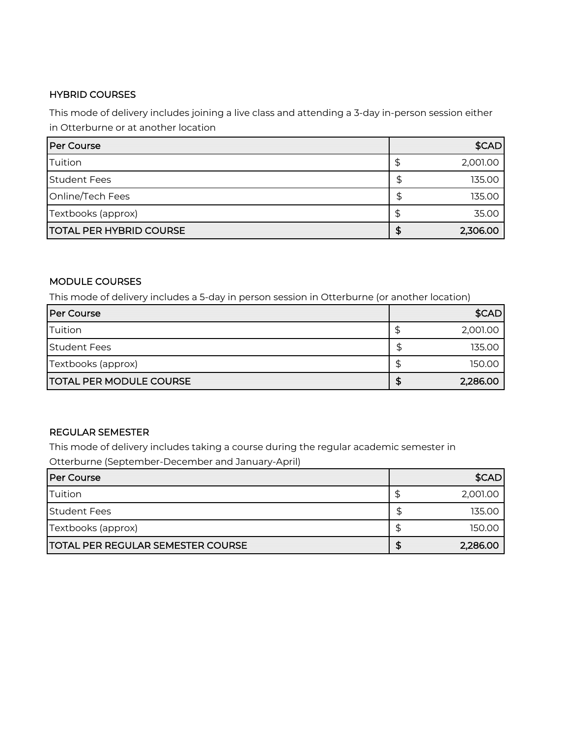### HYBRID COURSES

This mode of delivery includes joining a live class and attending a 3-day in-person session either in Otterburne or at another location

| Per Course | $CAD |
|---|---|
| Tuition | $ 2,001.00 |
| Student Fees | $ 135.00 |
| Online/Tech Fees | $ 135.00 |
| Textbooks (approx) | $ 35.00 |
| **TOTAL PER HYBRID COURSE** | **$ 2,306.00** |

### MODULE COURSES

This mode of delivery includes a 5-day in person session in Otterburne (or another location)

| Per Course | $CAD |
|---|---|
| Tuition | $ 2,001.00 |
| Student Fees | $ 135.00 |
| Textbooks (approx) | $ 150.00 |
| **TOTAL PER MODULE COURSE** | **$ 2,286.00** |

### REGULAR SEMESTER

This mode of delivery includes taking a course during the regular academic semester in Otterburne (September-December and January-April)

| Per Course | $CAD |
|---|---|
| Tuition | $ 2,001.00 |
| Student Fees | $ 135.00 |
| Textbooks (approx) | $ 150.00 |
| **TOTAL PER REGULAR SEMESTER COURSE** | **$ 2,286.00** |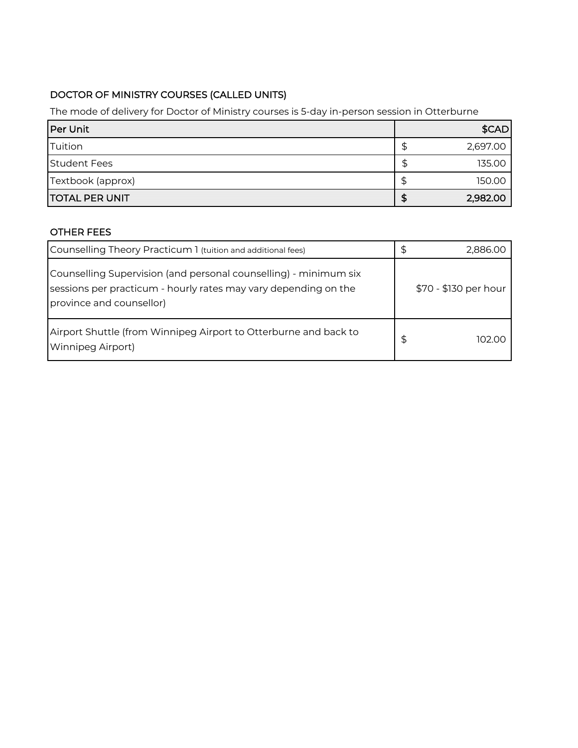### DOCTOR OF MINISTRY COURSES (CALLED UNITS)

The mode of delivery for Doctor of Ministry courses is 5-day in-person session in Otterburne

| Per Unit | $CAD |
|---|---|
| Tuition | $ 2,697.00 |
| Student Fees | $ 135.00 |
| Textbook (approx) | $ 150.00 |
| **TOTAL PER UNIT** | **$ 2,982.00** |

### OTHER FEES

| | |
|---|---|
| Counselling Theory Practicum 1 (tuition and additional fees) | $ 2,886.00 |
| Counselling Supervision (and personal counselling) - minimum six sessions per practicum - hourly rates may vary depending on the province and counsellor) | $70 - $130 per hour |
| Airport Shuttle (from Winnipeg Airport to Otterburne and back to Winnipeg Airport) | $ 102.00 |